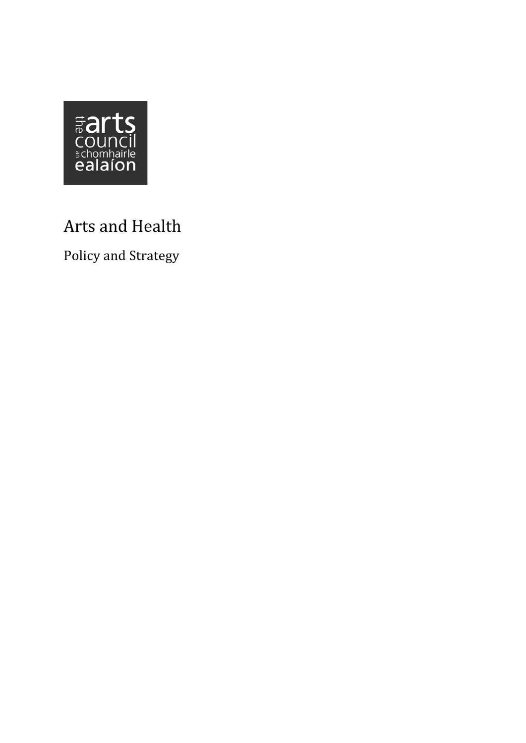the arts council
an chomhairle ealaíon

# Arts and Health

## Policy and Strategy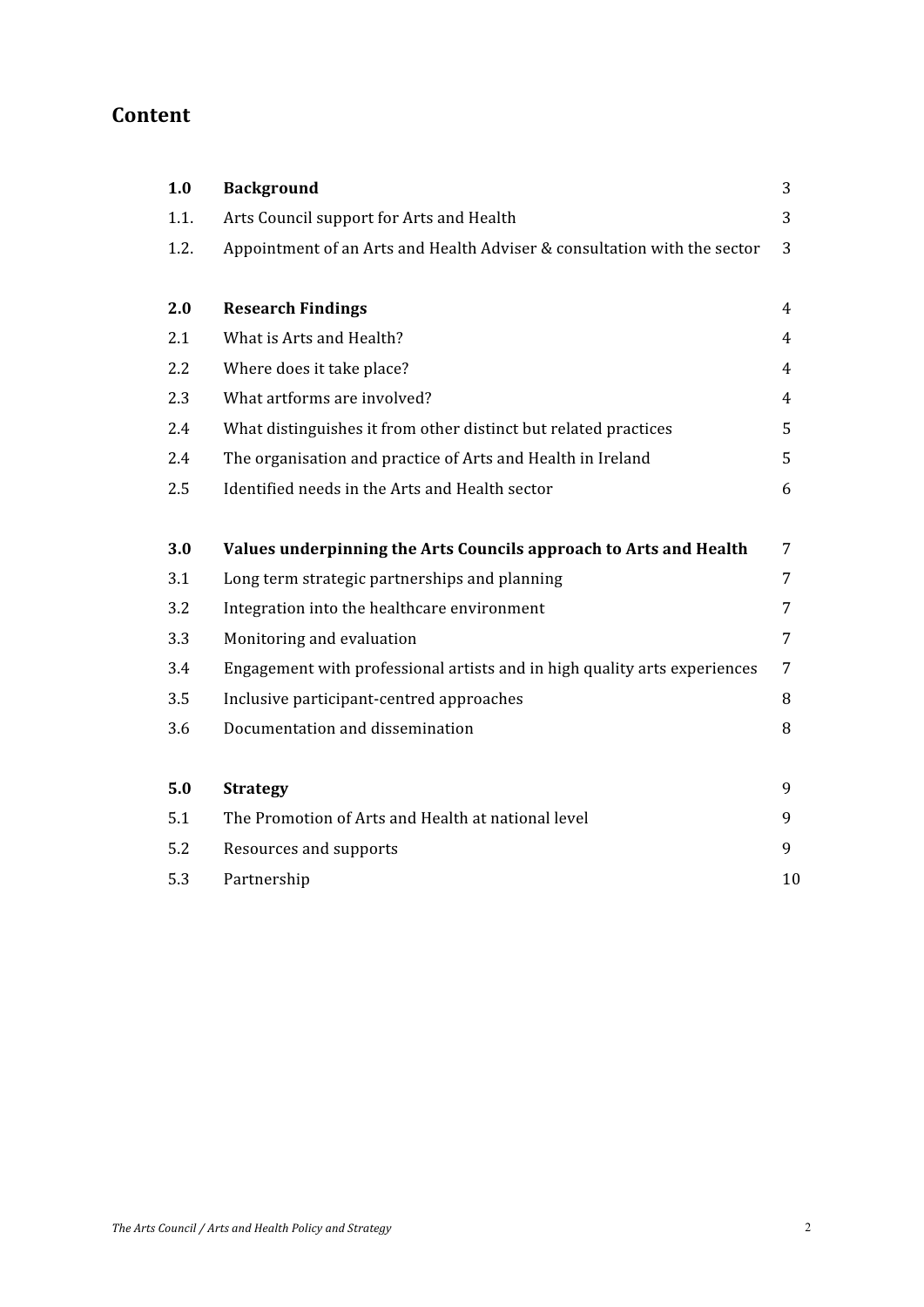## Content

| | | |
|---|---|---|
| **1.0** | **Background** | 3 |
| 1.1. | Arts Council support for Arts and Health | 3 |
| 1.2. | Appointment of an Arts and Health Adviser & consultation with the sector | 3 |
| | | |
| **2.0** | **Research Findings** | 4 |
| 2.1 | What is Arts and Health? | 4 |
| 2.2 | Where does it take place? | 4 |
| 2.3 | What artforms are involved? | 4 |
| 2.4 | What distinguishes it from other distinct but related practices | 5 |
| 2.4 | The organisation and practice of Arts and Health in Ireland | 5 |
| 2.5 | Identified needs in the Arts and Health sector | 6 |
| | | |
| **3.0** | **Values underpinning the Arts Councils approach to Arts and Health** | 7 |
| 3.1 | Long term strategic partnerships and planning | 7 |
| 3.2 | Integration into the healthcare environment | 7 |
| 3.3 | Monitoring and evaluation | 7 |
| 3.4 | Engagement with professional artists and in high quality arts experiences | 7 |
| 3.5 | Inclusive participant-centred approaches | 8 |
| 3.6 | Documentation and dissemination | 8 |
| | | |
| **5.0** | **Strategy** | 9 |
| 5.1 | The Promotion of Arts and Health at national level | 9 |
| 5.2 | Resources and supports | 9 |
| 5.3 | Partnership | 10 |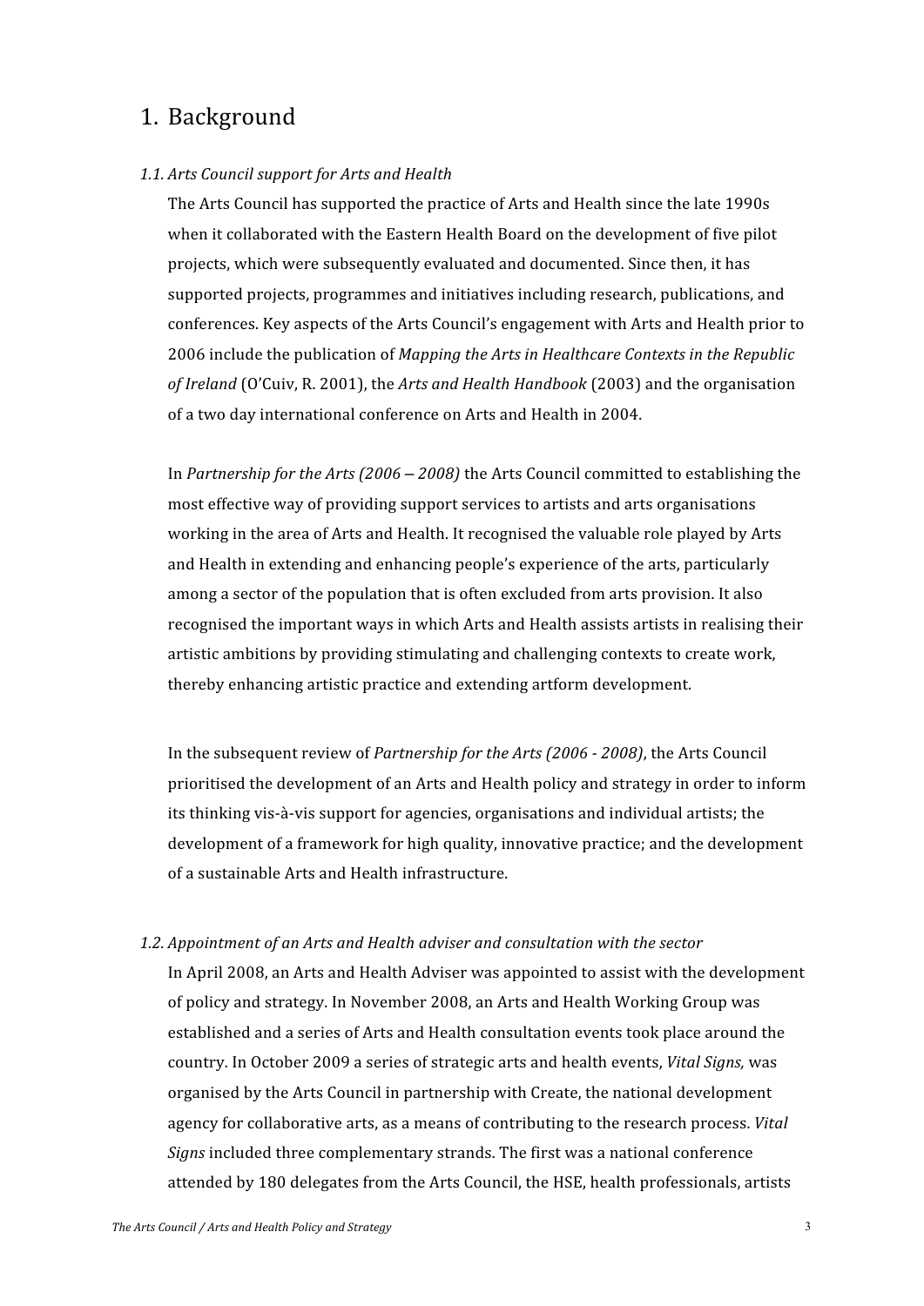# 1. Background

*1.1. Arts Council support for Arts and Health*

The Arts Council has supported the practice of Arts and Health since the late 1990s when it collaborated with the Eastern Health Board on the development of five pilot projects, which were subsequently evaluated and documented. Since then, it has supported projects, programmes and initiatives including research, publications, and conferences. Key aspects of the Arts Council's engagement with Arts and Health prior to 2006 include the publication of *Mapping the Arts in Healthcare Contexts in the Republic of Ireland* (O'Cuiv, R. 2001), the *Arts and Health Handbook* (2003) and the organisation of a two day international conference on Arts and Health in 2004.

In *Partnership for the Arts (2006 – 2008)* the Arts Council committed to establishing the most effective way of providing support services to artists and arts organisations working in the area of Arts and Health. It recognised the valuable role played by Arts and Health in extending and enhancing people's experience of the arts, particularly among a sector of the population that is often excluded from arts provision. It also recognised the important ways in which Arts and Health assists artists in realising their artistic ambitions by providing stimulating and challenging contexts to create work, thereby enhancing artistic practice and extending artform development.

In the subsequent review of *Partnership for the Arts (2006 - 2008)*, the Arts Council prioritised the development of an Arts and Health policy and strategy in order to inform its thinking vis-à-vis support for agencies, organisations and individual artists; the development of a framework for high quality, innovative practice; and the development of a sustainable Arts and Health infrastructure.

*1.2. Appointment of an Arts and Health adviser and consultation with the sector*

In April 2008, an Arts and Health Adviser was appointed to assist with the development of policy and strategy. In November 2008, an Arts and Health Working Group was established and a series of Arts and Health consultation events took place around the country. In October 2009 a series of strategic arts and health events, *Vital Signs,* was organised by the Arts Council in partnership with Create, the national development agency for collaborative arts, as a means of contributing to the research process. *Vital Signs* included three complementary strands. The first was a national conference attended by 180 delegates from the Arts Council, the HSE, health professionals, artists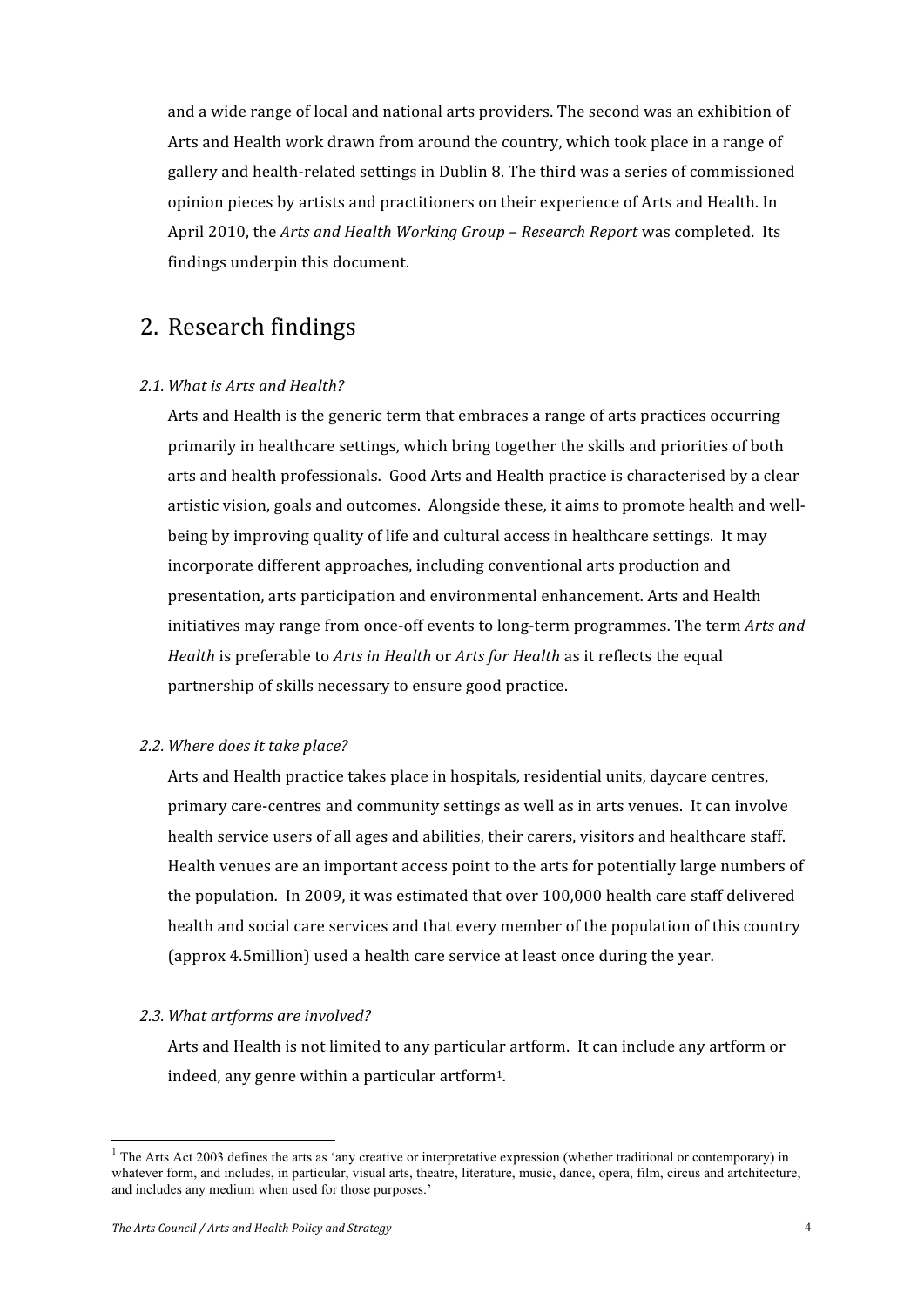and a wide range of local and national arts providers. The second was an exhibition of Arts and Health work drawn from around the country, which took place in a range of gallery and health-related settings in Dublin 8. The third was a series of commissioned opinion pieces by artists and practitioners on their experience of Arts and Health. In April 2010, the *Arts and Health Working Group – Research Report* was completed. Its findings underpin this document.

## 2. Research findings

### *2.1. What is Arts and Health?*

Arts and Health is the generic term that embraces a range of arts practices occurring primarily in healthcare settings, which bring together the skills and priorities of both arts and health professionals. Good Arts and Health practice is characterised by a clear artistic vision, goals and outcomes. Alongside these, it aims to promote health and well-being by improving quality of life and cultural access in healthcare settings. It may incorporate different approaches, including conventional arts production and presentation, arts participation and environmental enhancement. Arts and Health initiatives may range from once-off events to long-term programmes. The term *Arts and Health* is preferable to *Arts in Health* or *Arts for Health* as it reflects the equal partnership of skills necessary to ensure good practice.

### *2.2. Where does it take place?*

Arts and Health practice takes place in hospitals, residential units, daycare centres, primary care-centres and community settings as well as in arts venues. It can involve health service users of all ages and abilities, their carers, visitors and healthcare staff. Health venues are an important access point to the arts for potentially large numbers of the population. In 2009, it was estimated that over 100,000 health care staff delivered health and social care services and that every member of the population of this country (approx 4.5million) used a health care service at least once during the year.

### *2.3. What artforms are involved?*

Arts and Health is not limited to any particular artform. It can include any artform or indeed, any genre within a particular artform[1].

[1] The Arts Act 2003 defines the arts as 'any creative or interpretative expression (whether traditional or contemporary) in whatever form, and includes, in particular, visual arts, theatre, literature, music, dance, opera, film, circus and artchitecture, and includes any medium when used for those purposes.'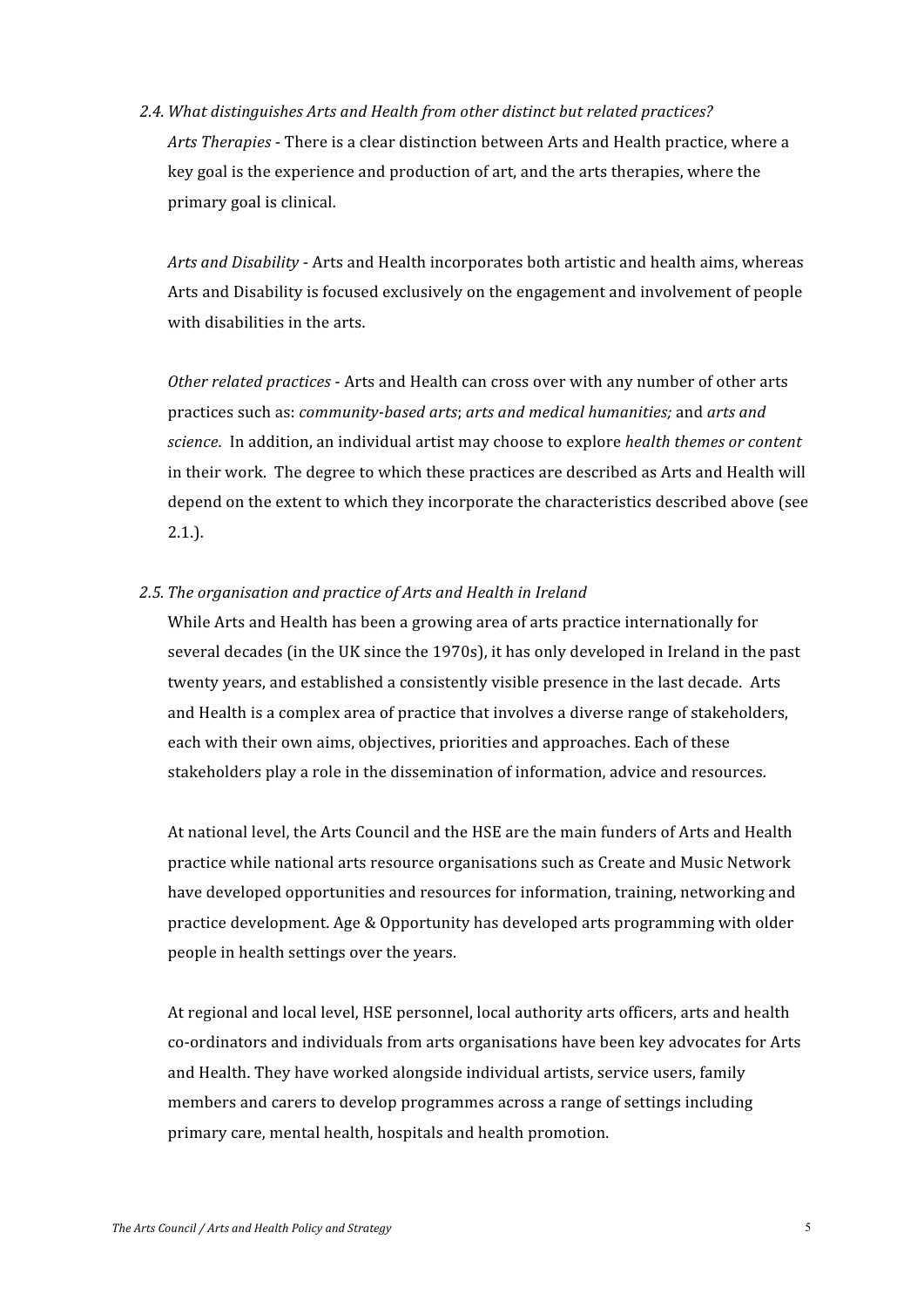### *2.4. What distinguishes Arts and Health from other distinct but related practices?*

*Arts Therapies* - There is a clear distinction between Arts and Health practice, where a key goal is the experience and production of art, and the arts therapies, where the primary goal is clinical.

*Arts and Disability* - Arts and Health incorporates both artistic and health aims, whereas Arts and Disability is focused exclusively on the engagement and involvement of people with disabilities in the arts.

*Other related practices* - Arts and Health can cross over with any number of other arts practices such as: *community-based arts*; *arts and medical humanities;* and *arts and science*. In addition, an individual artist may choose to explore *health themes or content* in their work. The degree to which these practices are described as Arts and Health will depend on the extent to which they incorporate the characteristics described above (see 2.1.).

### *2.5. The organisation and practice of Arts and Health in Ireland*

While Arts and Health has been a growing area of arts practice internationally for several decades (in the UK since the 1970s), it has only developed in Ireland in the past twenty years, and established a consistently visible presence in the last decade. Arts and Health is a complex area of practice that involves a diverse range of stakeholders, each with their own aims, objectives, priorities and approaches. Each of these stakeholders play a role in the dissemination of information, advice and resources.

At national level, the Arts Council and the HSE are the main funders of Arts and Health practice while national arts resource organisations such as Create and Music Network have developed opportunities and resources for information, training, networking and practice development. Age & Opportunity has developed arts programming with older people in health settings over the years.

At regional and local level, HSE personnel, local authority arts officers, arts and health co-ordinators and individuals from arts organisations have been key advocates for Arts and Health. They have worked alongside individual artists, service users, family members and carers to develop programmes across a range of settings including primary care, mental health, hospitals and health promotion.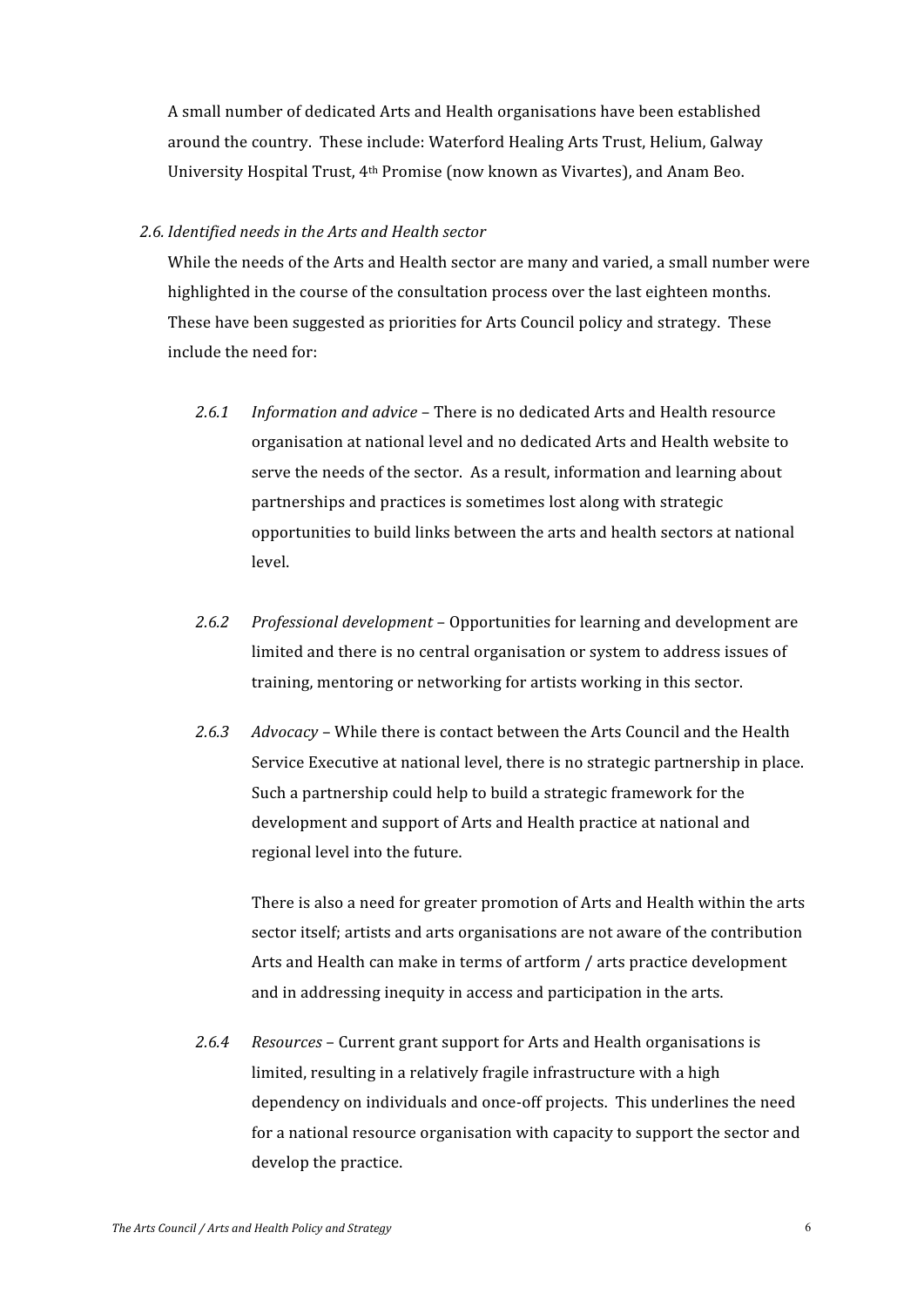A small number of dedicated Arts and Health organisations have been established around the country. These include: Waterford Healing Arts Trust, Helium, Galway University Hospital Trust, 4th Promise (now known as Vivartes), and Anam Beo.

### *2.6. Identified needs in the Arts and Health sector*

While the needs of the Arts and Health sector are many and varied, a small number were highlighted in the course of the consultation process over the last eighteen months. These have been suggested as priorities for Arts Council policy and strategy. These include the need for:

*2.6.1* *Information and advice* – There is no dedicated Arts and Health resource organisation at national level and no dedicated Arts and Health website to serve the needs of the sector. As a result, information and learning about partnerships and practices is sometimes lost along with strategic opportunities to build links between the arts and health sectors at national level.

*2.6.2* *Professional development* – Opportunities for learning and development are limited and there is no central organisation or system to address issues of training, mentoring or networking for artists working in this sector.

*2.6.3* *Advocacy* – While there is contact between the Arts Council and the Health Service Executive at national level, there is no strategic partnership in place. Such a partnership could help to build a strategic framework for the development and support of Arts and Health practice at national and regional level into the future.

There is also a need for greater promotion of Arts and Health within the arts sector itself; artists and arts organisations are not aware of the contribution Arts and Health can make in terms of artform / arts practice development and in addressing inequity in access and participation in the arts.

*2.6.4* *Resources* – Current grant support for Arts and Health organisations is limited, resulting in a relatively fragile infrastructure with a high dependency on individuals and once-off projects. This underlines the need for a national resource organisation with capacity to support the sector and develop the practice.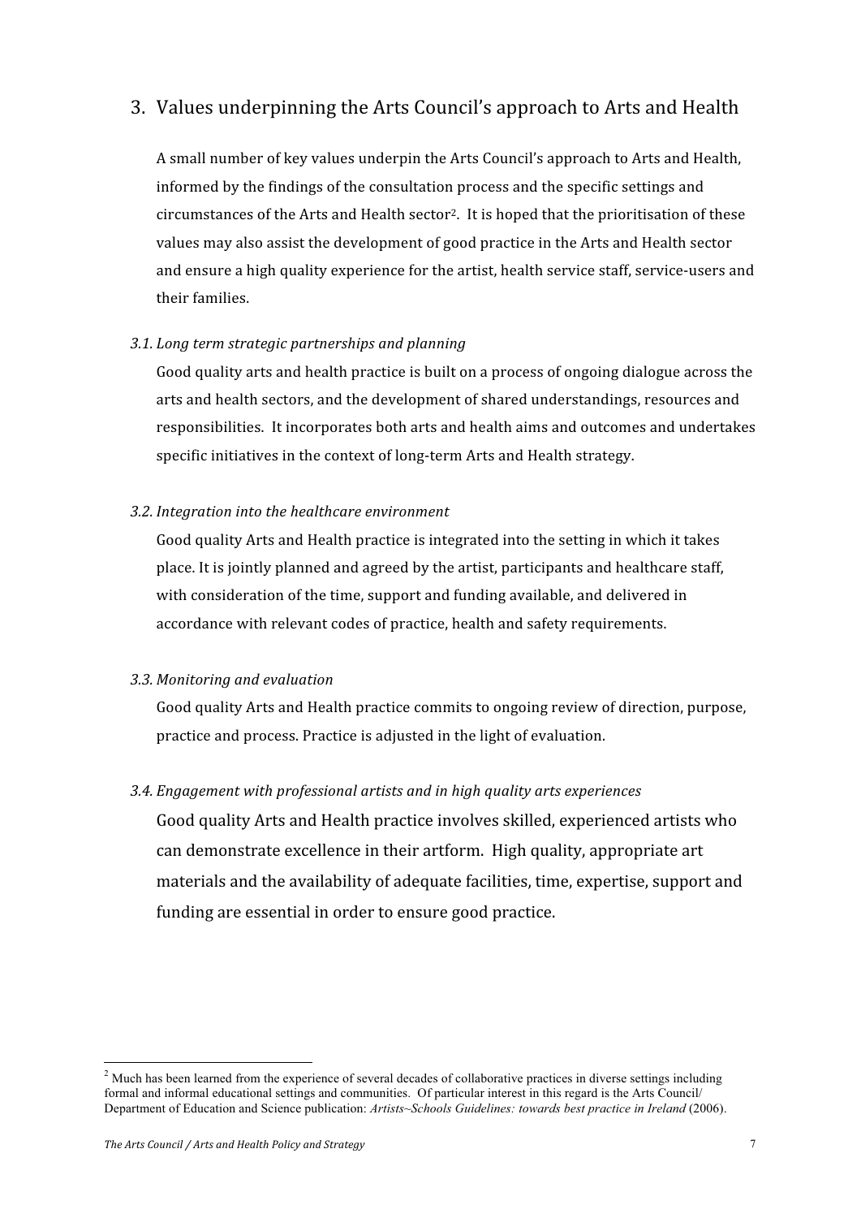## 3. Values underpinning the Arts Council's approach to Arts and Health

A small number of key values underpin the Arts Council's approach to Arts and Health, informed by the findings of the consultation process and the specific settings and circumstances of the Arts and Health sector[2]. It is hoped that the prioritisation of these values may also assist the development of good practice in the Arts and Health sector and ensure a high quality experience for the artist, health service staff, service-users and their families.

### *3.1. Long term strategic partnerships and planning*

Good quality arts and health practice is built on a process of ongoing dialogue across the arts and health sectors, and the development of shared understandings, resources and responsibilities. It incorporates both arts and health aims and outcomes and undertakes specific initiatives in the context of long-term Arts and Health strategy.

### *3.2. Integration into the healthcare environment*

Good quality Arts and Health practice is integrated into the setting in which it takes place. It is jointly planned and agreed by the artist, participants and healthcare staff, with consideration of the time, support and funding available, and delivered in accordance with relevant codes of practice, health and safety requirements.

### *3.3. Monitoring and evaluation*

Good quality Arts and Health practice commits to ongoing review of direction, purpose, practice and process. Practice is adjusted in the light of evaluation.

### *3.4. Engagement with professional artists and in high quality arts experiences*

Good quality Arts and Health practice involves skilled, experienced artists who can demonstrate excellence in their artform. High quality, appropriate art materials and the availability of adequate facilities, time, expertise, support and funding are essential in order to ensure good practice.

---

[2] Much has been learned from the experience of several decades of collaborative practices in diverse settings including formal and informal educational settings and communities. Of particular interest in this regard is the Arts Council/ Department of Education and Science publication: *Artists~Schools Guidelines: towards best practice in Ireland* (2006).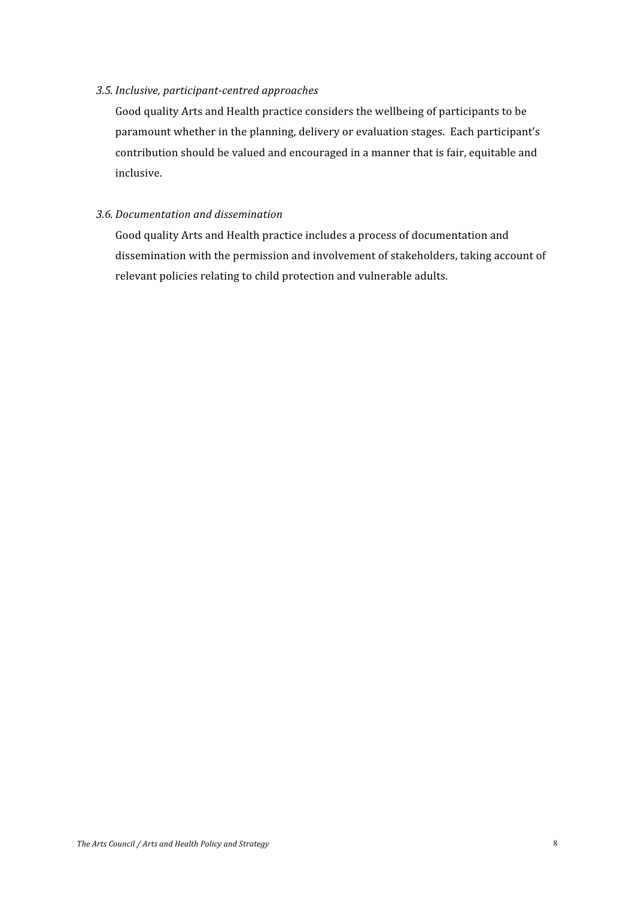*3.5. Inclusive, participant-centred approaches*

Good quality Arts and Health practice considers the wellbeing of participants to be paramount whether in the planning, delivery or evaluation stages. Each participant's contribution should be valued and encouraged in a manner that is fair, equitable and inclusive.

*3.6. Documentation and dissemination*

Good quality Arts and Health practice includes a process of documentation and dissemination with the permission and involvement of stakeholders, taking account of relevant policies relating to child protection and vulnerable adults.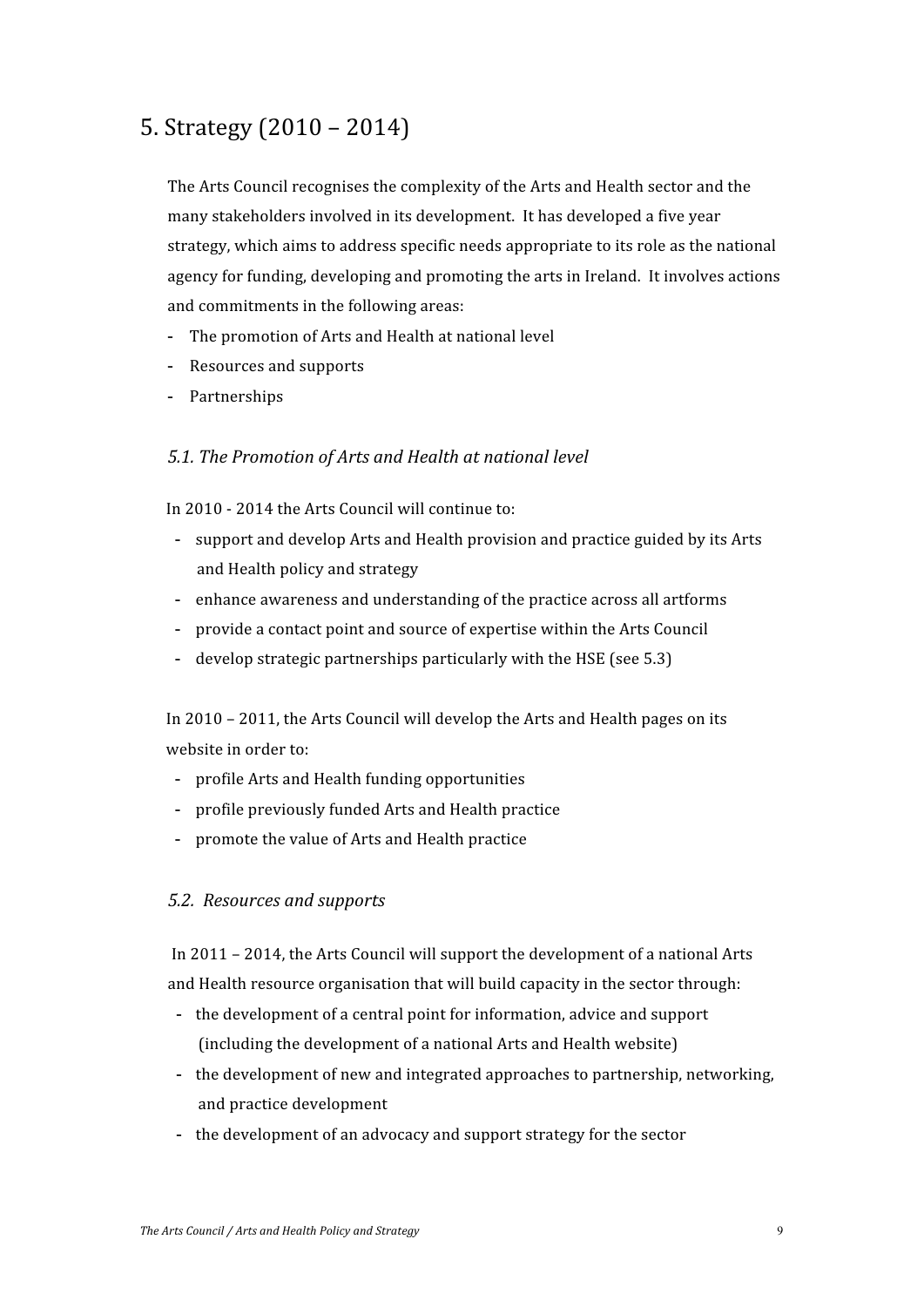## 5. Strategy (2010 – 2014)

The Arts Council recognises the complexity of the Arts and Health sector and the many stakeholders involved in its development. It has developed a five year strategy, which aims to address specific needs appropriate to its role as the national agency for funding, developing and promoting the arts in Ireland. It involves actions and commitments in the following areas:

- The promotion of Arts and Health at national level
- Resources and supports
- Partnerships

### *5.1. The Promotion of Arts and Health at national level*

In 2010 - 2014 the Arts Council will continue to:

- support and develop Arts and Health provision and practice guided by its Arts and Health policy and strategy
- enhance awareness and understanding of the practice across all artforms
- provide a contact point and source of expertise within the Arts Council
- develop strategic partnerships particularly with the HSE (see 5.3)

In 2010 – 2011, the Arts Council will develop the Arts and Health pages on its website in order to:

- profile Arts and Health funding opportunities
- profile previously funded Arts and Health practice
- promote the value of Arts and Health practice

### *5.2. Resources and supports*

In 2011 – 2014, the Arts Council will support the development of a national Arts and Health resource organisation that will build capacity in the sector through:

- the development of a central point for information, advice and support (including the development of a national Arts and Health website)
- the development of new and integrated approaches to partnership, networking, and practice development
- the development of an advocacy and support strategy for the sector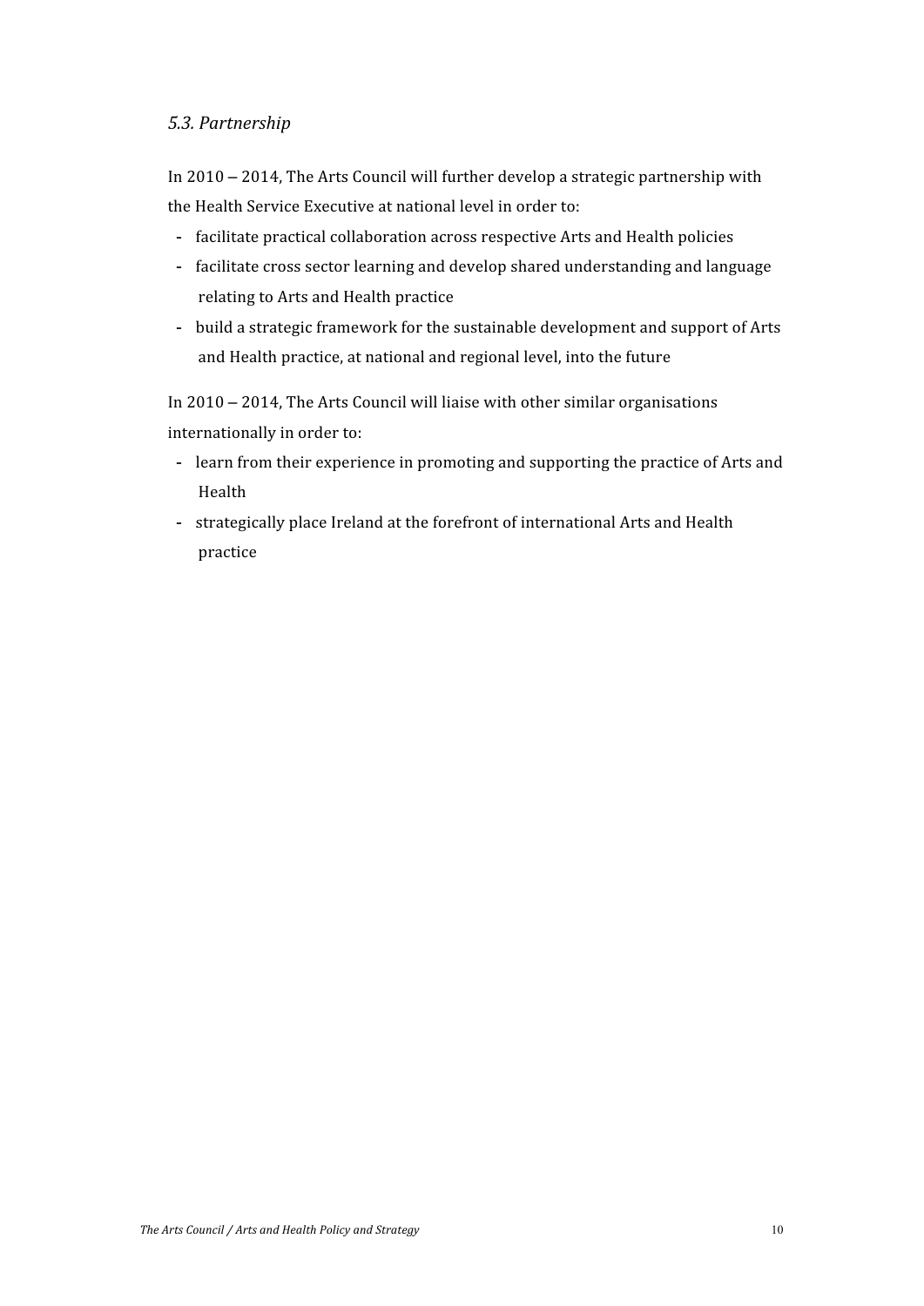### *5.3. Partnership*

In 2010 – 2014, The Arts Council will further develop a strategic partnership with the Health Service Executive at national level in order to:

- facilitate practical collaboration across respective Arts and Health policies
- facilitate cross sector learning and develop shared understanding and language relating to Arts and Health practice
- build a strategic framework for the sustainable development and support of Arts and Health practice, at national and regional level, into the future

In 2010 – 2014, The Arts Council will liaise with other similar organisations internationally in order to:

- learn from their experience in promoting and supporting the practice of Arts and Health
- strategically place Ireland at the forefront of international Arts and Health practice